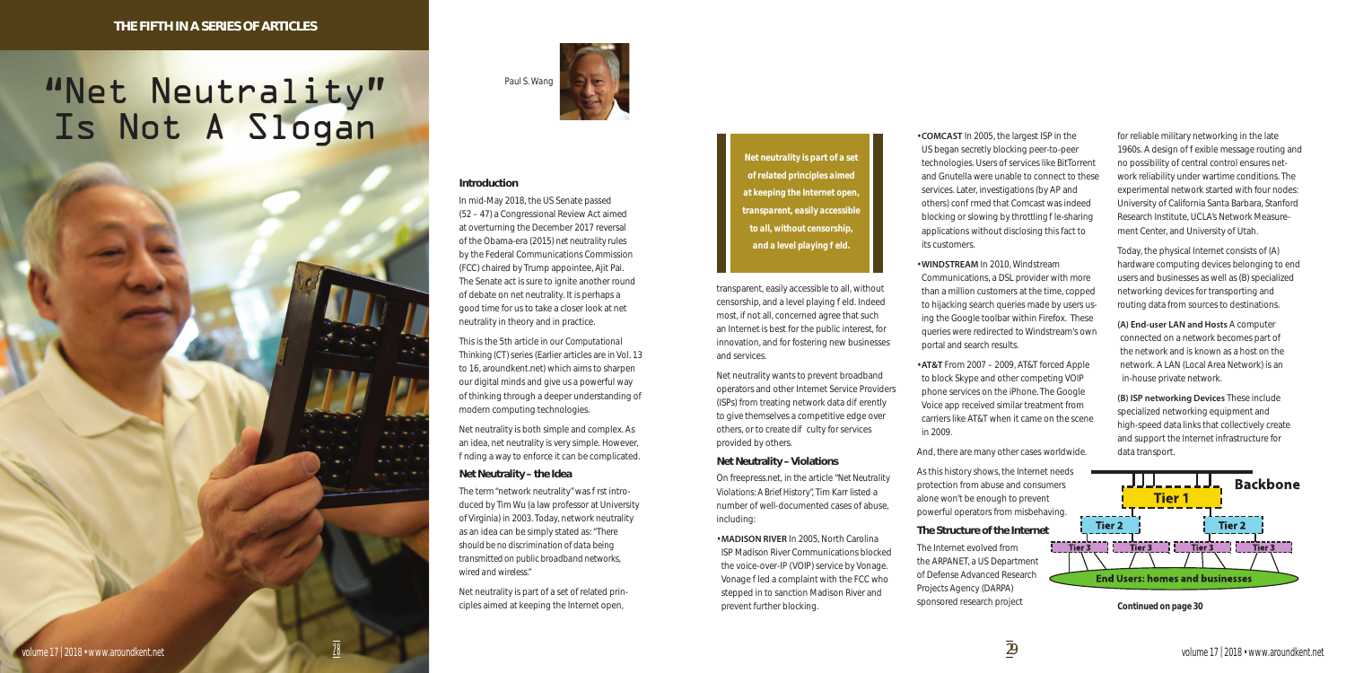THE FIFTH IN A SERIES OF ARTICLES

# "Net Neutrality" Is Not A Slogan

Paul S. Wang

## Introduction

In mid-May 2018, the US Senate passed (52 – 47) a Congressional Review Act aimed at overturning the December 2017 reversal of the Obama-era (2015) net neutrality rules by the Federal Communications Commission (FCC) chaired by Trump appointee, Ajit Pai. The Senate act is sure to ignite another round of debate on net neutrality. It is perhaps a good time for us to take a closer look at net neutrality in theory and in practice.

This is the 5th article in our Computational Thinking (CT) series (Earlier articles are in Vol. 13 to 16, aroundkent.net) which aims to sharpen our digital minds and give us a powerful way of thinking through a deeper understanding of modern computing technologies.

Net neutrality is both simple and complex. As an idea, net neutrality is very simple. However, finding a way to enforce it can be complicated.

### Net Neutrality – the Idea

The term "network neutrality" was first introduced by Tim Wu (a law professor at University of Virginia) in 2003. Today, network neutrality as an idea can be simply stated as: *"There should be no discrimination of data being transmitted on public broadband networks, wired and wireless."*

Net neutrality is part of a set of related principles aimed at keeping the Internet open, transparent, easily accessible to all, without censorship, and a level playing field. Indeed most, if not all, concerned agree that such an Internet is best for the public interest, for innovation, and for fostering new businesses and services.

> **Net neutrality is part of a set of related principles aimed at keeping the Internet open, transparent, easily accessible to all, without censorship, and a level playing field.**

Net neutrality wants to prevent broadband operators and other Internet Service Providers (ISPs) from treating network data differently to give themselves a competitive edge over others, or to create difficulty for services provided by others.

### Net Neutrality – Violations

On freepress.net, in the article "Net Neutrality Violations: A Brief History", Tim Karr listed a number of well-documented cases of abuse, including:

- **MADISON RIVER** In 2005, North Carolina ISP Madison River Communications blocked the voice-over-IP (VOIP) service by Vonage. Vonage filed a complaint with the FCC who stepped in to sanction Madison River and prevent further blocking.
- **COMCAST** In 2005, the largest ISP in the US began secretly blocking peer-to-peer technologies. Users of services like BitTorrent and Gnutella were unable to connect to these services. Later, investigations (by AP and others) confirmed that Comcast was indeed blocking or slowing by throttling file-sharing applications without disclosing this fact to its customers.
- **WINDSTREAM** In 2010, Windstream Communications, a DSL provider with more than a million customers at the time, copped to hijacking search queries made by users using the Google toolbar within Firefox. These queries were redirected to Windstream's own portal and search results.
- **AT&T** From 2007 – 2009, AT&T forced Apple to block Skype and other competing VOIP phone services on the iPhone. The Google Voice app received similar treatment from carriers like AT&T when it came on the scene in 2009.

And, there are many other cases worldwide.

As this history shows, the Internet needs protection from abuse and consumers alone won't be enough to prevent powerful operators from misbehaving.

### The Structure of the Internet

The Internet evolved from the ARPANET, a US Department of Defense Advanced Research Projects Agency (DARPA) sponsored research project for reliable military networking in the late 1960s. A design of flexible message routing and no possibility of central control ensures network reliability under wartime conditions. The experimental network started with four nodes: University of California Santa Barbara, Stanford Research Institute, UCLA's Network Measurement Center, and University of Utah.

Today, the physical Internet consists of (A) hardware computing devices belonging to end users and businesses as well as (B) specialized networking devices for transporting and routing data from sources to destinations.

**(A) End-user LAN and Hosts** A computer connected on a network becomes part of the network and is known as a host on the network. A LAN (Local Area Network) is an in-house private network.

**(B) ISP networking Devices** These include specialized networking equipment and high-speed data links that collectively create and support the Internet infrastructure for data transport.

Backbone
Tier 1
Tier 2 Tier 2
Tier 3 Tier 3 Tier 3 Tier 3
End Users: homes and businesses

*Continued on page 30*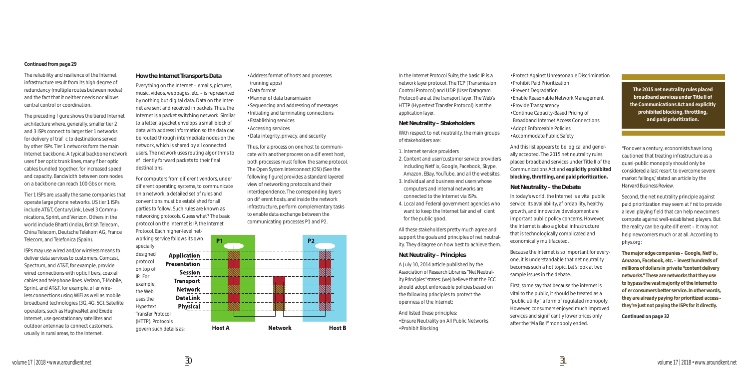**Continued from page 29**

The reliability and resilience of the Internet infrastructure result from its high degree of redundancy (multiple routes between nodes) and the fact that it neither needs nor allows central control or coordination.

The preceding figure shows the tiered Internet architecture where, generally, smaller tier 2 and 3 ISPs connect to larger tier 1 networks for delivery of traffic to destinations served by other ISPs. Tier 1 networks form the main Internet backbone. A typical backbone network uses fiber optic trunk lines, many fiber optic cables bundled together, for increased speed and capacity. Bandwidth between core nodes on a backbone can reach 100 Gbs or more.

Tier 1 ISPs are usually the same companies that operate large phone networks. US tier 1 ISPs include AT&T, CenturyLink, Level 3 Communications, Sprint, and Verizon. Others in the world include Bharti (India), British Telecom, China Telecom, Deutsche Telekom AG, France Telecom, and Telefonica (Spain).

ISPs may use wired and/or wireless means to deliver data services to customers. Comcast, Spectrum, and AT&T, for example, provide wired connections with optic fibers, coaxial cables and telephone lines. Verizon, T-Mobile, Sprint, and AT&T, for example, offer wireless connections using WiFi as well as mobile broadband technologies (3G, 4G, 5G). Satellite operators, such as HughesNet and Exede Internet, use geostationary satellites and outdoor antennae to connect customers, usually in rural areas, to the Internet.

### How the Internet Transports Data

Everything on the Internet – emails, pictures, music, videos, webpages, etc. – is represented by nothing but digital data. Data on the Internet are sent and received in packets. Thus, the Internet is a packet switching network. Similar to a letter, a packet envelops a small block of data with address information so the data can be routed through intermediate nodes on the network, which is shared by all connected users. The network uses routing algorithms to efficiently forward packets to their final destinations.

For computers from different vendors, under different operating systems, to communicate on a network, a detailed set of rules and conventions must be established for all parties to follow. Such rules are known as networking protocols. Guess what? The basic protocol on the Internet is IP, the Internet Protocol. Each higher-level networking service follows its own specially designed protocol on top of IP. For example, the Web uses the Hypertext Transfer Protocol (HTTP). Protocols govern such details as:

- Address format of hosts and processes (running apps)
- Data format
- Manner of data transmission
- Sequencing and addressing of messages
- Initiating and terminating connections
- Establishing services
- Accessing services
- Data integrity, privacy, and security

Thus, for a process on one host to communicate with another process on a different host, both processes must follow the same protocol. The Open System Interconnect (OSI) (See the following figure) provides a standard layered view of networking protocols and their interdependence. The corresponding layers on different hosts, and inside the network infrastructure, perform complementary tasks to enable data exchange between the communicating processes P1 and P2.

P1
P2
Application
Presentation
Session
Transport
Network
DataLink
Physical
Host A
Network
Host B

In the Internet Protocol Suite, the basic IP is a network layer protocol. The TCP (Transmission Control Protocol) and UDP (User Datagram Protocol) are at the transport layer. The Web's HTTP (Hypertext Transfer Protocol) is at the application layer.

### Net Neutrality – Stakeholders

With respect to net neutrality, the main groups of stakeholders are:

1. Internet service providers
2. Content and user/customer service providers including Netflix, Google, Facebook, Skype, Amazon, EBay, YouTube, and all the websites.
3. Individual and business end users whose computers and internal networks are connected to the Internet via ISPs.
4. Local and Federal government agencies who want to keep the Internet fair and efficient for the public good.

All these stakeholders pretty much agree and support the goals and principles of net neutrality. They disagree on how best to achieve them.

### Net Neutrality – Principles

A July 10, 2014 article published by the Association of Research Libraries "Net Neutrality Principles" states: (we) believe that the FCC should adopt enforceable policies based on the following principles to protect the openness of the Internet:

And listed these principles:

- Ensure Neutrality on All Public Networks
- Prohibit Blocking
- Protect Against Unreasonable Discrimination
- Prohibit Paid Prioritization
- Prevent Degradation
- Enable Reasonable Network Management
- Provide Transparency
- Continue Capacity-Based Pricing of Broadband Internet Access Connections
- Adopt Enforceable Policies
- Accommodate Public Safety

And this list appears to be logical and generally accepted. The 2015 net neutrality rules placed broadband services under Title II of the Communications Act and **explicitly prohibited blocking, throttling, and paid prioritization.**

### Net Neutrality – the Debate

In today's world, the Internet is a vital public service. Its availability, affordability, healthy growth, and innovative development are important public policy concerns. However, the Internet is also a global infrastructure that is technologically complicated and economically multifaceted.

Because the Internet is so important for everyone, it is understandable that net neutrality becomes such a hot topic. Let's look at two sample issues in the debate.

First, some say that because the internet is vital to the public, it should be treated as a "public utility", a form of regulated monopoly. However, consumers enjoyed much improved services and significantly lower prices only after the "Ma Bell" monopoly ended.

***The 2015 net neutrality rules placed broadband services under Title II of the Communications Act and explicitly prohibited blocking, throttling, and paid prioritization.***

"For over a century, economists have long cautioned that treating infrastructure as a quasi-public monopoly should only be considered a last resort to overcome severe market failings," stated an article by the Harvard Business Review.

Second, the net neutrality principle against paid prioritization may seem at first to provide a level playing field that can help newcomers compete against well-established players. But the reality can be quite different – It may not help newcomers much or at all. According to phys.org:

***The major edge companies – Google, Netflix, Amazon, Facebook, etc. – invest hundreds of millions of dollars in private "content delivery networks." These are networks that they use to bypass the vast majority of the Internet to offer consumers better service. In other words, they are already paying for prioritized access – they're just not paying the ISPs for it directly.***

**Continued on page 32**